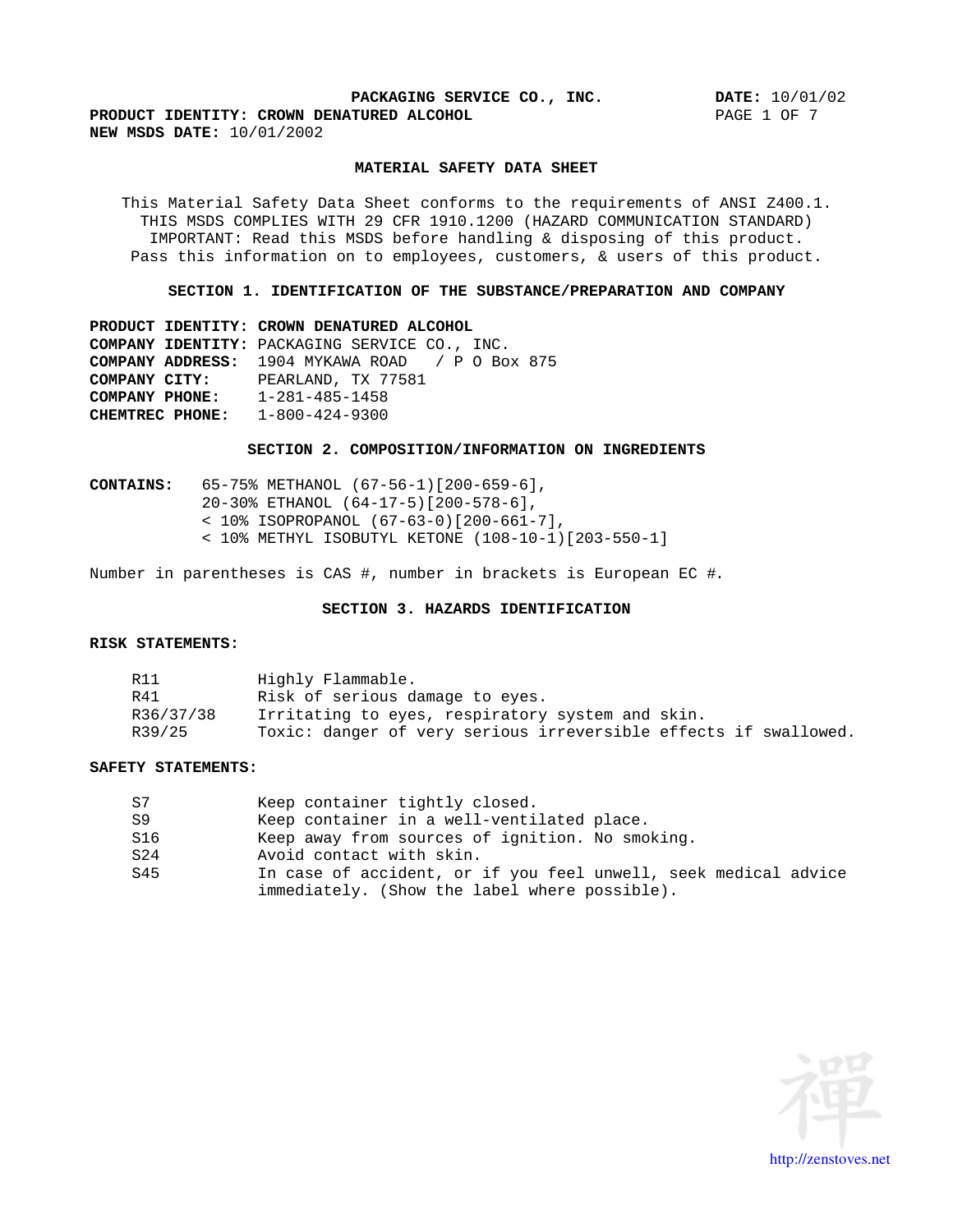**PACKAGING SERVICE CO., INC.** **DATE:** 10/01/02

**PRODUCT IDENTITY: CROWN DENATURED ALCOHOL**

**NEW MSDS DATE:** 10/01/2002

# MATERIAL SAFETY DATA SHEET

This Material Safety Data Sheet conforms to the requirements of ANSI Z400.1.
THIS MSDS COMPLIES WITH 29 CFR 1910.1200 (HAZARD COMMUNICATION STANDARD)
IMPORTANT: Read this MSDS before handling & disposing of this product.
Pass this information on to employees, customers, & users of this product.

## SECTION 1. IDENTIFICATION OF THE SUBSTANCE/PREPARATION AND COMPANY

**PRODUCT IDENTITY: CROWN DENATURED ALCOHOL**
**COMPANY IDENTITY:** PACKAGING SERVICE CO., INC.
**COMPANY ADDRESS:** 1904 MYKAWA ROAD / P O Box 875
**COMPANY CITY:** PEARLAND, TX 77581
**COMPANY PHONE:** 1-281-485-1458
**CHEMTREC PHONE:** 1-800-424-9300

## SECTION 2. COMPOSITION/INFORMATION ON INGREDIENTS

**CONTAINS:** 65-75% METHANOL (67-56-1)[200-659-6],
20-30% ETHANOL (64-17-5)[200-578-6],
< 10% ISOPROPANOL (67-63-0)[200-661-7],
< 10% METHYL ISOBUTYL KETONE (108-10-1)[203-550-1]

Number in parentheses is CAS #, number in brackets is European EC #.

## SECTION 3. HAZARDS IDENTIFICATION

**RISK STATEMENTS:**

| | |
|---|---|
| R11 | Highly Flammable. |
| R41 | Risk of serious damage to eyes. |
| R36/37/38 | Irritating to eyes, respiratory system and skin. |
| R39/25 | Toxic: danger of very serious irreversible effects if swallowed. |

**SAFETY STATEMENTS:**

| | |
|---|---|
| S7 | Keep container tightly closed. |
| S9 | Keep container in a well-ventilated place. |
| S16 | Keep away from sources of ignition. No smoking. |
| S24 | Avoid contact with skin. |
| S45 | In case of accident, or if you feel unwell, seek medical advice immediately. (Show the label where possible). |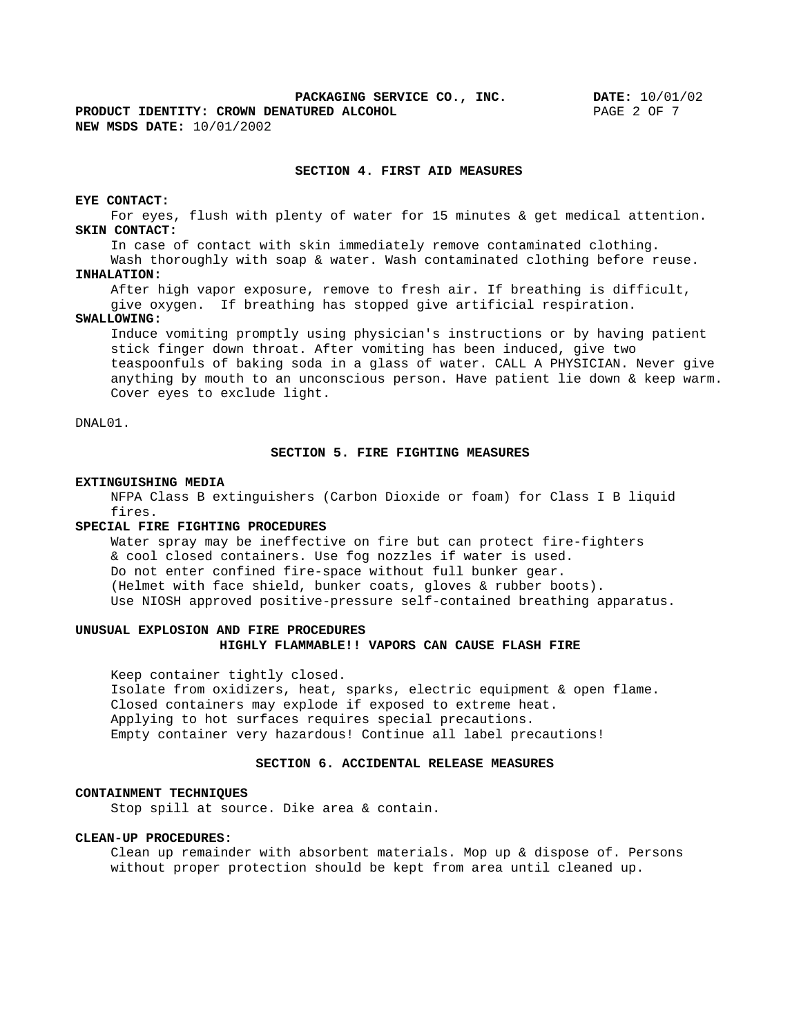## SECTION 4. FIRST AID MEASURES

**EYE CONTACT:**

For eyes, flush with plenty of water for 15 minutes & get medical attention.

**SKIN CONTACT:**

In case of contact with skin immediately remove contaminated clothing. Wash thoroughly with soap & water. Wash contaminated clothing before reuse.

**INHALATION:**

After high vapor exposure, remove to fresh air. If breathing is difficult, give oxygen. If breathing has stopped give artificial respiration.

**SWALLOWING:**

Induce vomiting promptly using physician's instructions or by having patient stick finger down throat. After vomiting has been induced, give two teaspoonfuls of baking soda in a glass of water. CALL A PHYSICIAN. Never give anything by mouth to an unconscious person. Have patient lie down & keep warm. Cover eyes to exclude light.

DNAL01.

## SECTION 5. FIRE FIGHTING MEASURES

**EXTINGUISHING MEDIA**

NFPA Class B extinguishers (Carbon Dioxide or foam) for Class I B liquid fires.

**SPECIAL FIRE FIGHTING PROCEDURES**

Water spray may be ineffective on fire but can protect fire-fighters & cool closed containers. Use fog nozzles if water is used.
Do not enter confined fire-space without full bunker gear.
(Helmet with face shield, bunker coats, gloves & rubber boots).
Use NIOSH approved positive-pressure self-contained breathing apparatus.

**UNUSUAL EXPLOSION AND FIRE PROCEDURES**

**HIGHLY FLAMMABLE!! VAPORS CAN CAUSE FLASH FIRE**

Keep container tightly closed.
Isolate from oxidizers, heat, sparks, electric equipment & open flame.
Closed containers may explode if exposed to extreme heat.
Applying to hot surfaces requires special precautions.
Empty container very hazardous! Continue all label precautions!

## SECTION 6. ACCIDENTAL RELEASE MEASURES

**CONTAINMENT TECHNIQUES**

Stop spill at source. Dike area & contain.

**CLEAN-UP PROCEDURES:**

Clean up remainder with absorbent materials. Mop up & dispose of. Persons without proper protection should be kept from area until cleaned up.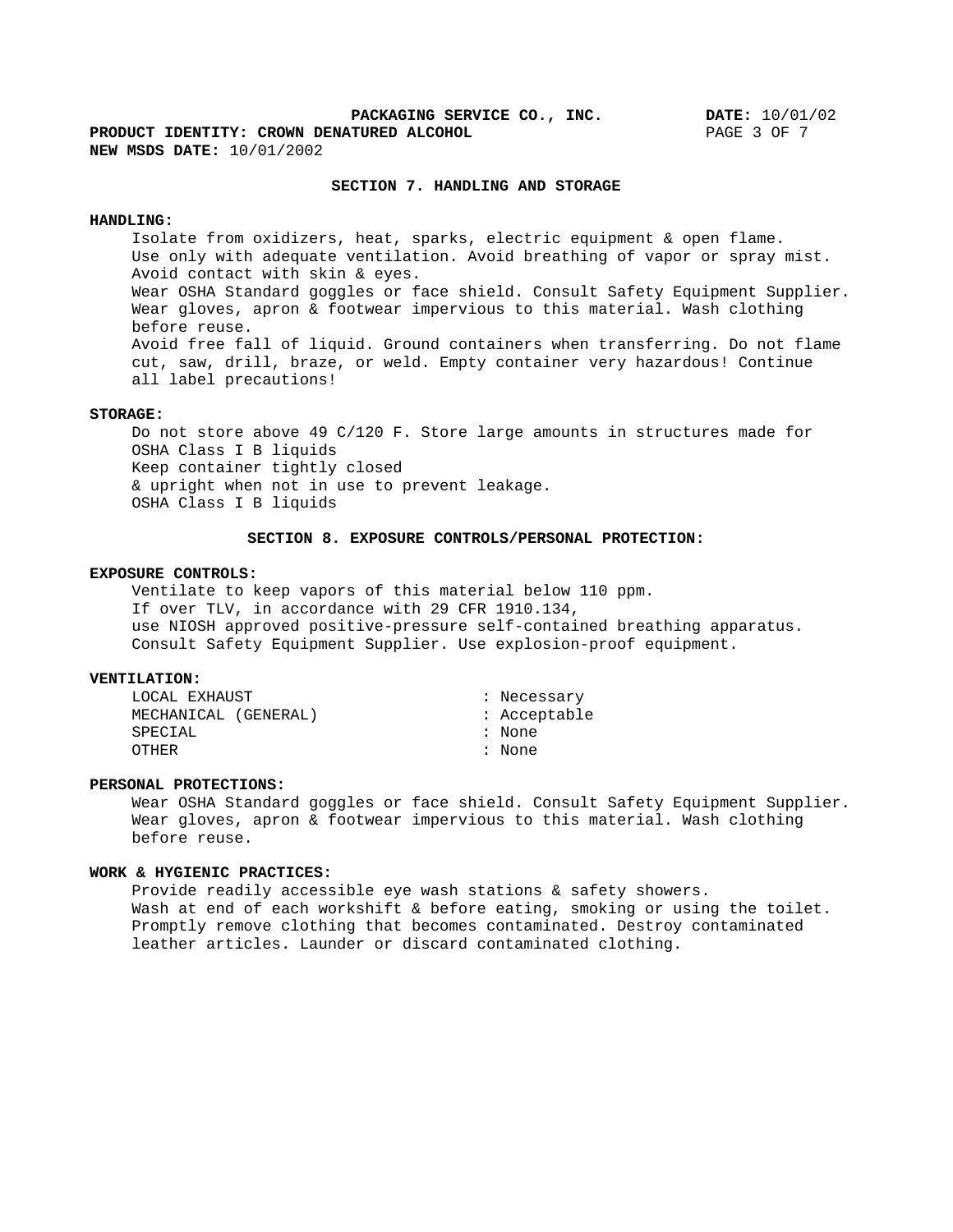## SECTION 7. HANDLING AND STORAGE

**HANDLING:**

Isolate from oxidizers, heat, sparks, electric equipment & open flame. Use only with adequate ventilation. Avoid breathing of vapor or spray mist. Avoid contact with skin & eyes.
Wear OSHA Standard goggles or face shield. Consult Safety Equipment Supplier. Wear gloves, apron & footwear impervious to this material. Wash clothing before reuse.
Avoid free fall of liquid. Ground containers when transferring. Do not flame cut, saw, drill, braze, or weld. Empty container very hazardous! Continue all label precautions!

**STORAGE:**

Do not store above 49 C/120 F. Store large amounts in structures made for OSHA Class I B liquids
Keep container tightly closed
& upright when not in use to prevent leakage.
OSHA Class I B liquids

## SECTION 8. EXPOSURE CONTROLS/PERSONAL PROTECTION:

**EXPOSURE CONTROLS:**

Ventilate to keep vapors of this material below 110 ppm.
If over TLV, in accordance with 29 CFR 1910.134,
use NIOSH approved positive-pressure self-contained breathing apparatus.
Consult Safety Equipment Supplier. Use explosion-proof equipment.

**VENTILATION:**

| | |
|---|---|
| LOCAL EXHAUST | : Necessary |
| MECHANICAL (GENERAL) | : Acceptable |
| SPECIAL | : None |
| OTHER | : None |

**PERSONAL PROTECTIONS:**

Wear OSHA Standard goggles or face shield. Consult Safety Equipment Supplier. Wear gloves, apron & footwear impervious to this material. Wash clothing before reuse.

**WORK & HYGIENIC PRACTICES:**

Provide readily accessible eye wash stations & safety showers.
Wash at end of each workshift & before eating, smoking or using the toilet. Promptly remove clothing that becomes contaminated. Destroy contaminated leather articles. Launder or discard contaminated clothing.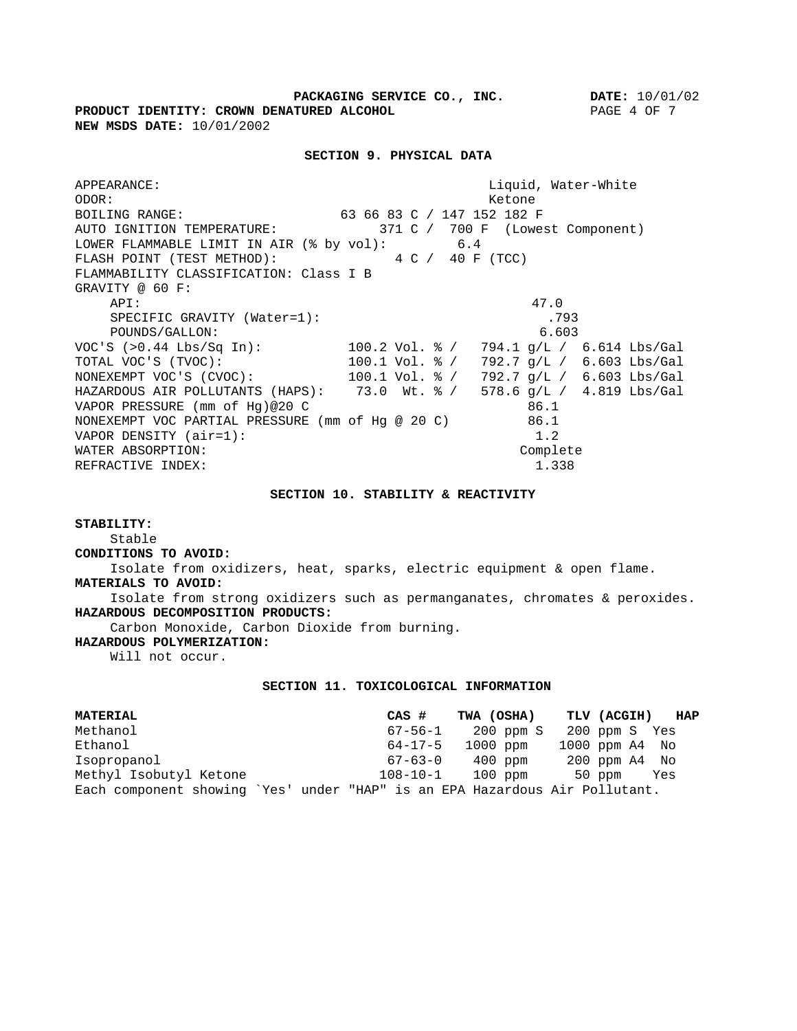**PRODUCT IDENTITY: CROWN DENATURED ALCOHOL**
**NEW MSDS DATE:** 10/01/2002

## SECTION 9. PHYSICAL DATA

| | |
|---|---|
| APPEARANCE: | Liquid, Water-White |
| ODOR: | Ketone |
| BOILING RANGE: | 63 66 83 C / 147 152 182 F |
| AUTO IGNITION TEMPERATURE: | 371 C / 700 F (Lowest Component) |
| LOWER FLAMMABLE LIMIT IN AIR (% by vol): | 6.4 |
| FLASH POINT (TEST METHOD): | 4 C / 40 F (TCC) |
| FLAMMABILITY CLASSIFICATION: Class I B | |
| GRAVITY @ 60 F: | |
| API: | 47.0 |
| SPECIFIC GRAVITY (Water=1): | .793 |
| POUNDS/GALLON: | 6.603 |
| VOC'S (>0.44 Lbs/Sq In): | 100.2 Vol. % / 794.1 g/L / 6.614 Lbs/Gal |
| TOTAL VOC'S (TVOC): | 100.1 Vol. % / 792.7 g/L / 6.603 Lbs/Gal |
| NONEXEMPT VOC'S (CVOC): | 100.1 Vol. % / 792.7 g/L / 6.603 Lbs/Gal |
| HAZARDOUS AIR POLLUTANTS (HAPS): | 73.0 Wt. % / 578.6 g/L / 4.819 Lbs/Gal |
| VAPOR PRESSURE (mm of Hg)@20 C | 86.1 |
| NONEXEMPT VOC PARTIAL PRESSURE (mm of Hg @ 20 C) | 86.1 |
| VAPOR DENSITY (air=1): | 1.2 |
| WATER ABSORPTION: | Complete |
| REFRACTIVE INDEX: | 1.338 |

## SECTION 10. STABILITY & REACTIVITY

**STABILITY:**
Stable

**CONDITIONS TO AVOID:**
Isolate from oxidizers, heat, sparks, electric equipment & open flame.

**MATERIALS TO AVOID:**
Isolate from strong oxidizers such as permanganates, chromates & peroxides.

**HAZARDOUS DECOMPOSITION PRODUCTS:**
Carbon Monoxide, Carbon Dioxide from burning.

**HAZARDOUS POLYMERIZATION:**
Will not occur.

## SECTION 11. TOXICOLOGICAL INFORMATION

| MATERIAL | CAS # | TWA (OSHA) | TLV (ACGIH) | HAP |
|---|---|---|---|---|
| Methanol | 67-56-1 | 200 ppm S | 200 ppm S | Yes |
| Ethanol | 64-17-5 | 1000 ppm | 1000 ppm A4 | No |
| Isopropanol | 67-63-0 | 400 ppm | 200 ppm A4 | No |
| Methyl Isobutyl Ketone | 108-10-1 | 100 ppm | 50 ppm | Yes |

Each component showing `Yes' under "HAP" is an EPA Hazardous Air Pollutant.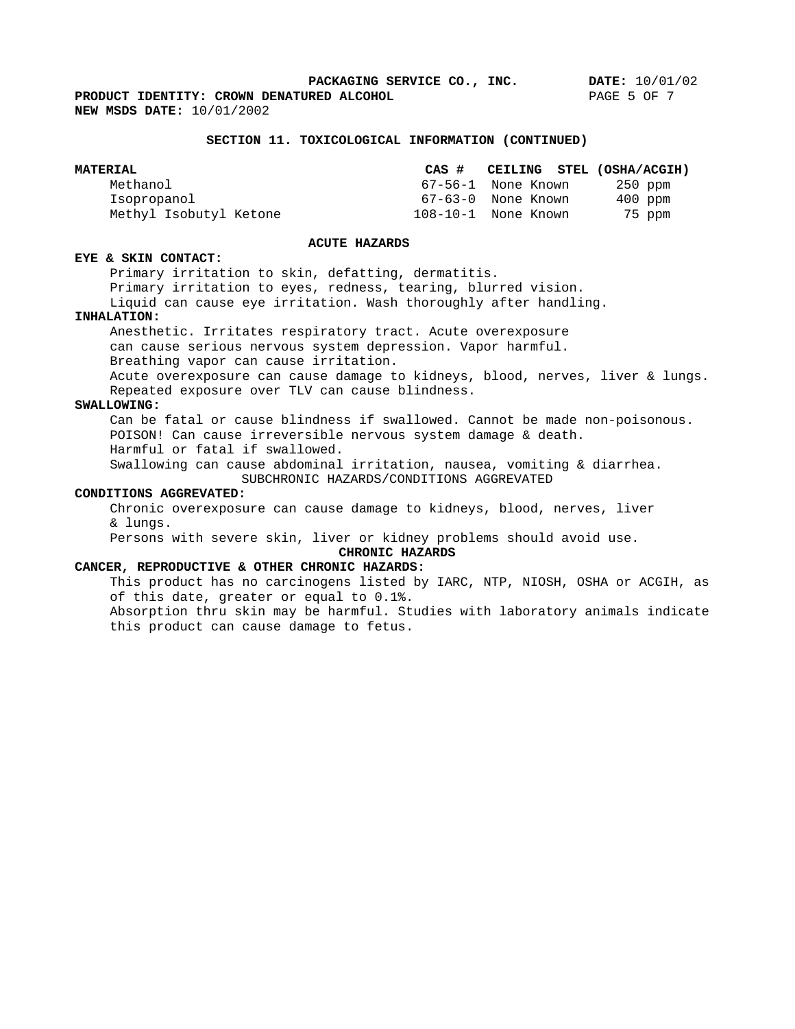## SECTION 11. TOXICOLOGICAL INFORMATION (CONTINUED)

| MATERIAL | CAS # | CEILING | STEL (OSHA/ACGIH) |
|---|---|---|---|
| Methanol | 67-56-1 | None Known | 250 ppm |
| Isopropanol | 67-63-0 | None Known | 400 ppm |
| Methyl Isobutyl Ketone | 108-10-1 | None Known | 75 ppm |

### ACUTE HAZARDS

**EYE & SKIN CONTACT:**

Primary irritation to skin, defatting, dermatitis.
Primary irritation to eyes, redness, tearing, blurred vision.
Liquid can cause eye irritation. Wash thoroughly after handling.

**INHALATION:**

Anesthetic. Irritates respiratory tract. Acute overexposure can cause serious nervous system depression. Vapor harmful.
Breathing vapor can cause irritation.
Acute overexposure can cause damage to kidneys, blood, nerves, liver & lungs.
Repeated exposure over TLV can cause blindness.

**SWALLOWING:**

Can be fatal or cause blindness if swallowed. Cannot be made non-poisonous.
POISON! Can cause irreversible nervous system damage & death.
Harmful or fatal if swallowed.
Swallowing can cause abdominal irritation, nausea, vomiting & diarrhea.

### SUBCHRONIC HAZARDS/CONDITIONS AGGREVATED

**CONDITIONS AGGREVATED:**

Chronic overexposure can cause damage to kidneys, blood, nerves, liver & lungs.
Persons with severe skin, liver or kidney problems should avoid use.

### CHRONIC HAZARDS

**CANCER, REPRODUCTIVE & OTHER CHRONIC HAZARDS:**

This product has no carcinogens listed by IARC, NTP, NIOSH, OSHA or ACGIH, as of this date, greater or equal to 0.1%.
Absorption thru skin may be harmful. Studies with laboratory animals indicate this product can cause damage to fetus.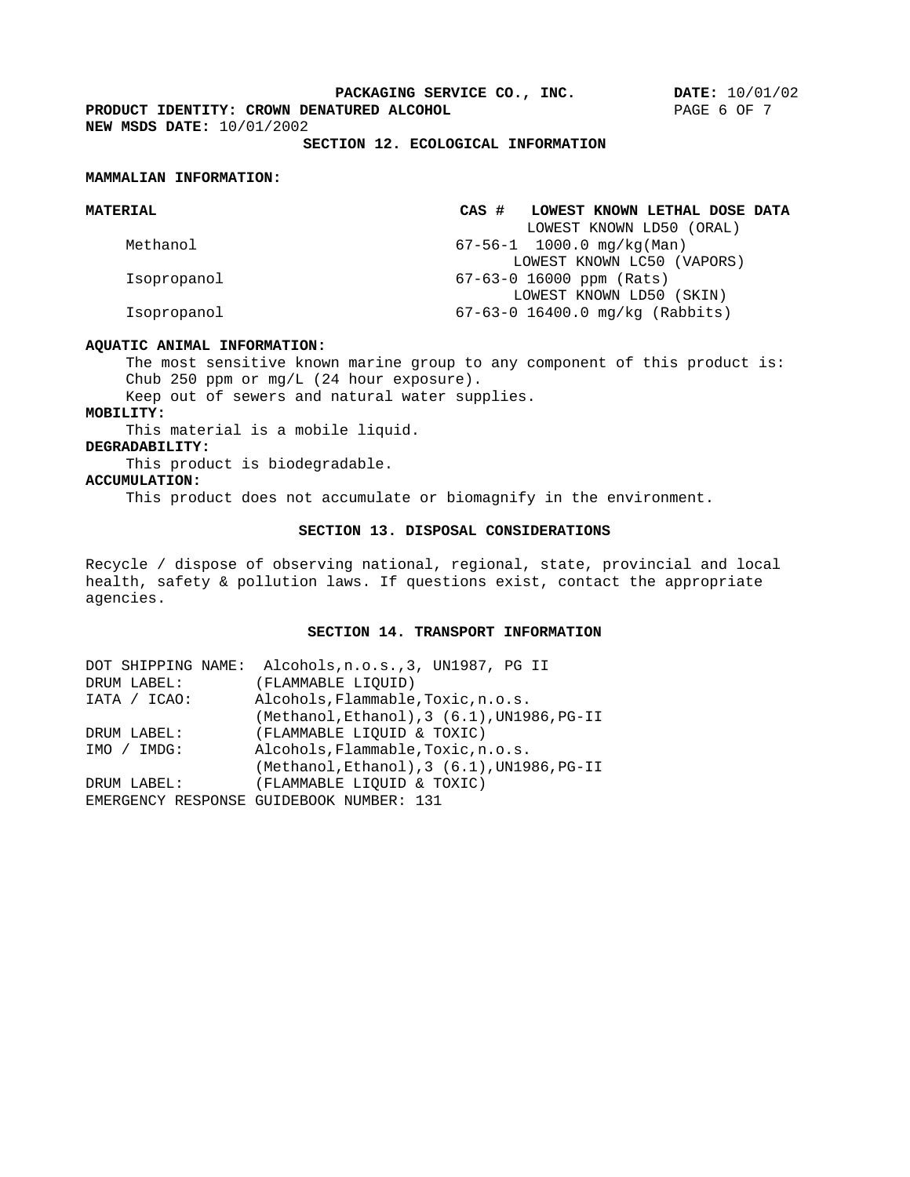## SECTION 12. ECOLOGICAL INFORMATION

**MAMMALIAN INFORMATION:**

| MATERIAL | CAS # | LOWEST KNOWN LETHAL DOSE DATA |
| --- | --- | --- |
| | | LOWEST KNOWN LD50 (ORAL) |
| Methanol | 67-56-1 | 1000.0 mg/kg(Man) |
| | | LOWEST KNOWN LC50 (VAPORS) |
| Isopropanol | 67-63-0 | 16000 ppm (Rats) |
| | | LOWEST KNOWN LD50 (SKIN) |
| Isopropanol | 67-63-0 | 16400.0 mg/kg (Rabbits) |

**AQUATIC ANIMAL INFORMATION:**

The most sensitive known marine group to any component of this product is: Chub 250 ppm or mg/L (24 hour exposure).

Keep out of sewers and natural water supplies.

**MOBILITY:**

This material is a mobile liquid.

**DEGRADABILITY:**

This product is biodegradable.

**ACCUMULATION:**

This product does not accumulate or biomagnify in the environment.

## SECTION 13. DISPOSAL CONSIDERATIONS

Recycle / dispose of observing national, regional, state, provincial and local health, safety & pollution laws. If questions exist, contact the appropriate agencies.

## SECTION 14. TRANSPORT INFORMATION

DOT SHIPPING NAME: Alcohols,n.o.s.,3, UN1987, PG II

DRUM LABEL: (FLAMMABLE LIQUID)

IATA / ICAO: Alcohols,Flammable,Toxic,n.o.s. (Methanol,Ethanol),3 (6.1),UN1986,PG-II

DRUM LABEL: (FLAMMABLE LIQUID & TOXIC)

IMO / IMDG: Alcohols,Flammable,Toxic,n.o.s. (Methanol,Ethanol),3 (6.1),UN1986,PG-II

DRUM LABEL: (FLAMMABLE LIQUID & TOXIC)

EMERGENCY RESPONSE GUIDEBOOK NUMBER: 131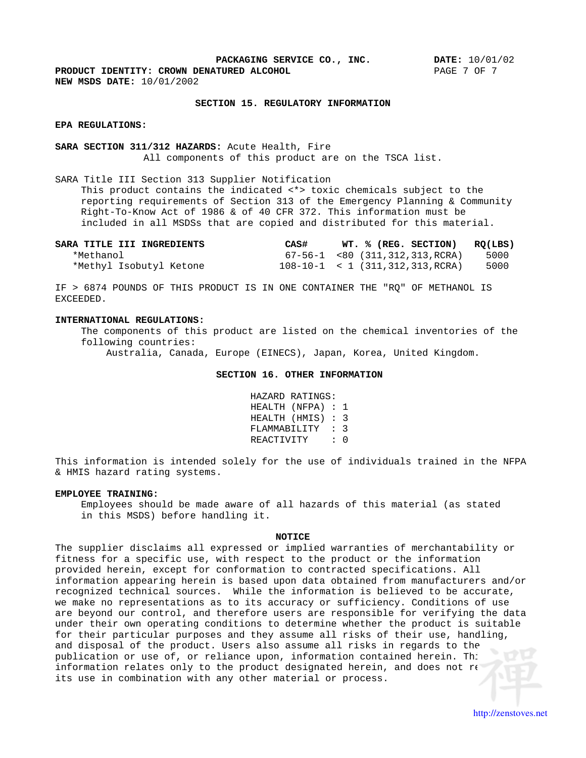## SECTION 15. REGULATORY INFORMATION

**EPA REGULATIONS:**

**SARA SECTION 311/312 HAZARDS:** Acute Health, Fire
All components of this product are on the TSCA list.

SARA Title III Section 313 Supplier Notification
This product contains the indicated <*> toxic chemicals subject to the reporting requirements of Section 313 of the Emergency Planning & Community Right-To-Know Act of 1986 & of 40 CFR 372. This information must be included in all MSDSs that are copied and distributed for this material.

| SARA TITLE III INGREDIENTS | CAS# | WT. % (REG. SECTION) | RQ(LBS) |
|---|---|---|---|
| *Methanol | 67-56-1 | <80 (311,312,313,RCRA) | 5000 |
| *Methyl Isobutyl Ketone | 108-10-1 | < 1 (311,312,313,RCRA) | 5000 |

IF > 6874 POUNDS OF THIS PRODUCT IS IN ONE CONTAINER THE "RQ" OF METHANOL IS EXCEEDED.

**INTERNATIONAL REGULATIONS:**
The components of this product are listed on the chemical inventories of the following countries:
Australia, Canada, Europe (EINECS), Japan, Korea, United Kingdom.

## SECTION 16. OTHER INFORMATION

HAZARD RATINGS:
HEALTH (NFPA) : 1
HEALTH (HMIS) : 3
FLAMMABILITY : 3
REACTIVITY : 0

This information is intended solely for the use of individuals trained in the NFPA & HMIS hazard rating systems.

**EMPLOYEE TRAINING:**
Employees should be made aware of all hazards of this material (as stated in this MSDS) before handling it.

**NOTICE**

The supplier disclaims all expressed or implied warranties of merchantability or fitness for a specific use, with respect to the product or the information provided herein, except for conformation to contracted specifications. All information appearing herein is based upon data obtained from manufacturers and/or recognized technical sources. While the information is believed to be accurate, we make no representations as to its accuracy or sufficiency. Conditions of use are beyond our control, and therefore users are responsible for verifying the data under their own operating conditions to determine whether the product is suitable for their particular purposes and they assume all risks of their use, handling, and disposal of the product. Users also assume all risks in regards to the publication or use of, or reliance upon, information contained herein. This information relates only to the product designated herein, and does not relate to its use in combination with any other material or process.

http://zenstoves.net